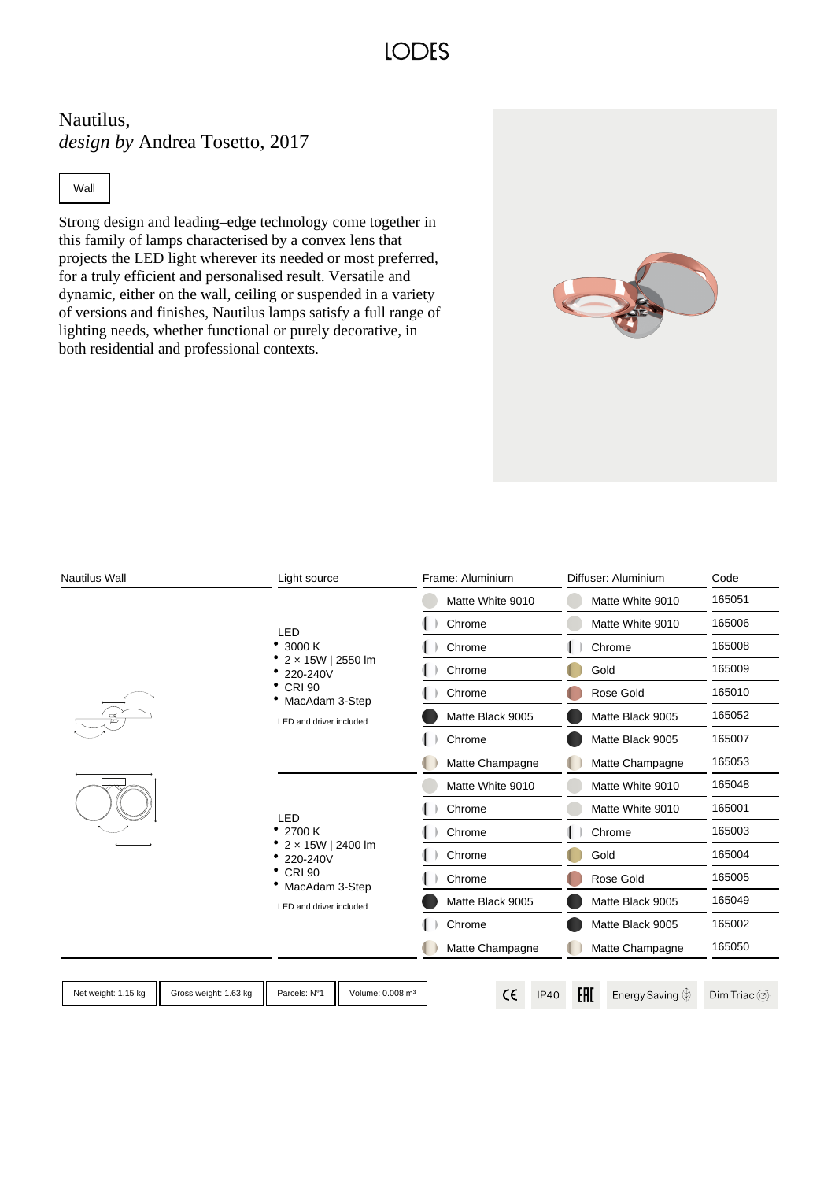LODES

# Nautilus,
*design by* Andrea Tosetto, 2017

Wall

Strong design and leading–edge technology come together in this family of lamps characterised by a convex lens that projects the LED light wherever its needed or most preferred, for a truly efficient and personalised result. Versatile and dynamic, either on the wall, ceiling or suspended in a variety of versions and finishes, Nautilus lamps satisfy a full range of lighting needs, whether functional or purely decorative, in both residential and professional contexts.

| Nautilus Wall | Light source | Frame: Aluminium | Diffuser: Aluminium | Code |
|---|---|---|---|---|
| | LED<br>• 3000 K<br>• 2 × 15W \| 2550 lm<br>• 220-240V<br>• CRI 90<br>• MacAdam 3-Step<br>LED and driver included | Matte White 9010 | Matte White 9010 | 165051 |
| | | Chrome | Matte White 9010 | 165006 |
| | | Chrome | Chrome | 165008 |
| | | Chrome | Gold | 165009 |
| | | Chrome | Rose Gold | 165010 |
| | | Matte Black 9005 | Matte Black 9005 | 165052 |
| | | Chrome | Matte Black 9005 | 165007 |
| | | Matte Champagne | Matte Champagne | 165053 |
| | LED<br>• 2700 K<br>• 2 × 15W \| 2400 lm<br>• 220-240V<br>• CRI 90<br>• MacAdam 3-Step<br>LED and driver included | Matte White 9010 | Matte White 9010 | 165048 |
| | | Chrome | Matte White 9010 | 165001 |
| | | Chrome | Chrome | 165003 |
| | | Chrome | Gold | 165004 |
| | | Chrome | Rose Gold | 165005 |
| | | Matte Black 9005 | Matte Black 9005 | 165049 |
| | | Chrome | Matte Black 9005 | 165002 |
| | | Matte Champagne | Matte Champagne | 165050 |

Net weight: 1.15 kg | Gross weight: 1.63 kg | Parcels: N°1 | Volume: 0.008 m³

CE | IP40 | EAC | Energy Saving | Dim Triac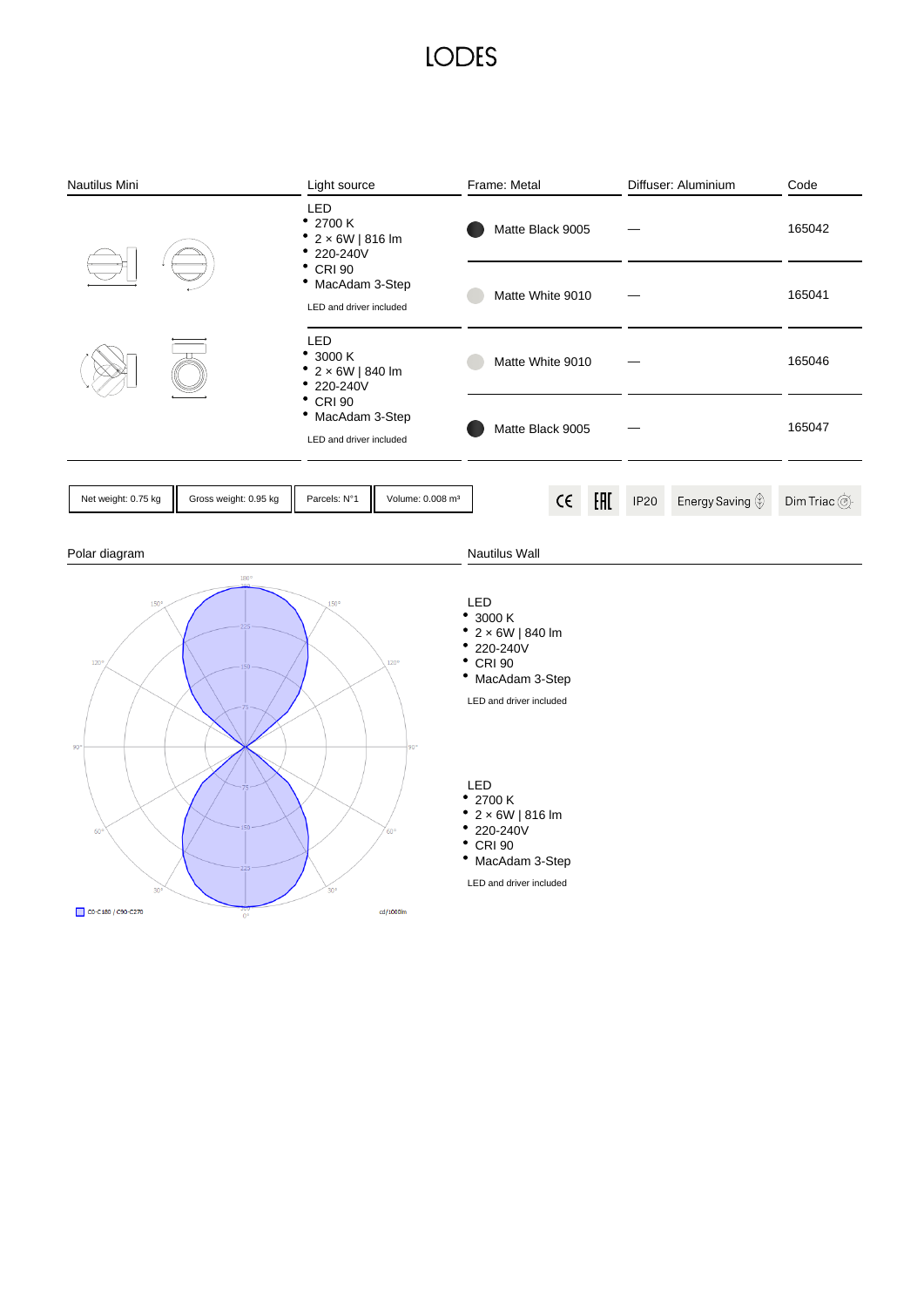| Nautilus Mini | Light source | Frame: Metal | Diffuser: Aluminium | Code |
|---|---|---|---|---|
| | LED<br>• 2700 K<br>• 2 × 6W \| 816 lm<br>• 220-240V<br>• CRI 90<br>• MacAdam 3-Step<br>LED and driver included | Matte Black 9005 | — | 165042 |
| | | Matte White 9010 | — | 165041 |
| | LED<br>• 3000 K<br>• 2 × 6W \| 840 lm<br>• 220-240V<br>• CRI 90<br>• MacAdam 3-Step<br>LED and driver included | Matte White 9010 | — | 165046 |
| | | Matte Black 9005 | — | 165047 |

Net weight: 0.75 kg | Gross weight: 0.95 kg | Parcels: N°1 | Volume: 0.008 m³

CE | EAC | IP20 | Energy Saving | Dim Triac

## Polar diagram

C0-C180 / C90-C270

cd/1000lm

## Nautilus Wall

LED
- 3000 K
- 2 × 6W | 840 lm
- 220-240V
- CRI 90
- MacAdam 3-Step

LED and driver included

LED
- 2700 K
- 2 × 6W | 816 lm
- 220-240V
- CRI 90
- MacAdam 3-Step

LED and driver included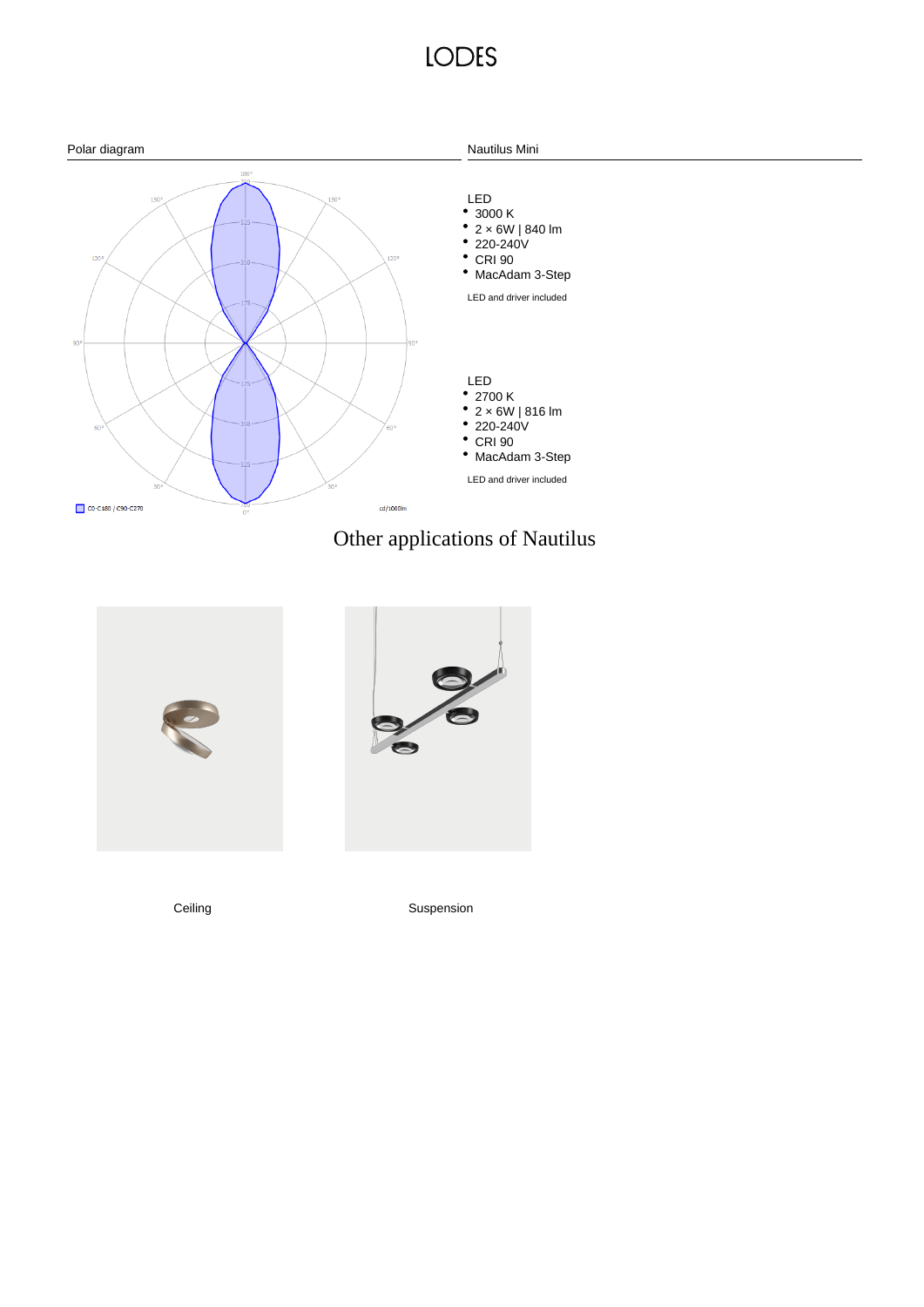Polar diagram

180°
150°
150°
120°
120°
90°
90°
60°
60°
30°
30°
0°
125
150
175
175
150
125
C0-C180 / C90-C270
cd/1000lm

Nautilus Mini

LED
- 3000 K
- 2 × 6W | 840 lm
- 220-240V
- CRI 90
- MacAdam 3-Step

LED and driver included

LED
- 2700 K
- 2 × 6W | 816 lm
- 220-240V
- CRI 90
- MacAdam 3-Step

LED and driver included

# Other applications of Nautilus

Ceiling

Suspension